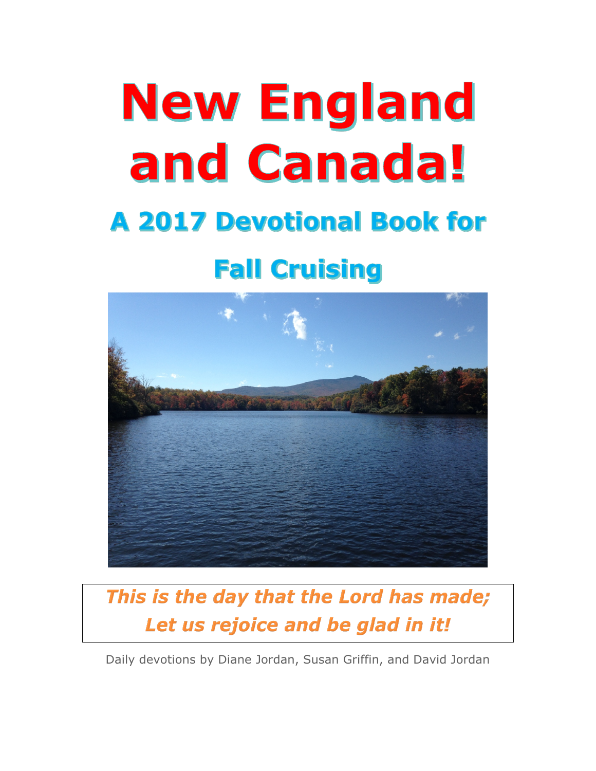# New England and Canada!

## A 2017 Devotional Book for Fall Cruising

> ***This is the day that the Lord has made;***
> ***Let us rejoice and be glad in it!***

Daily devotions by Diane Jordan, Susan Griffin, and David Jordan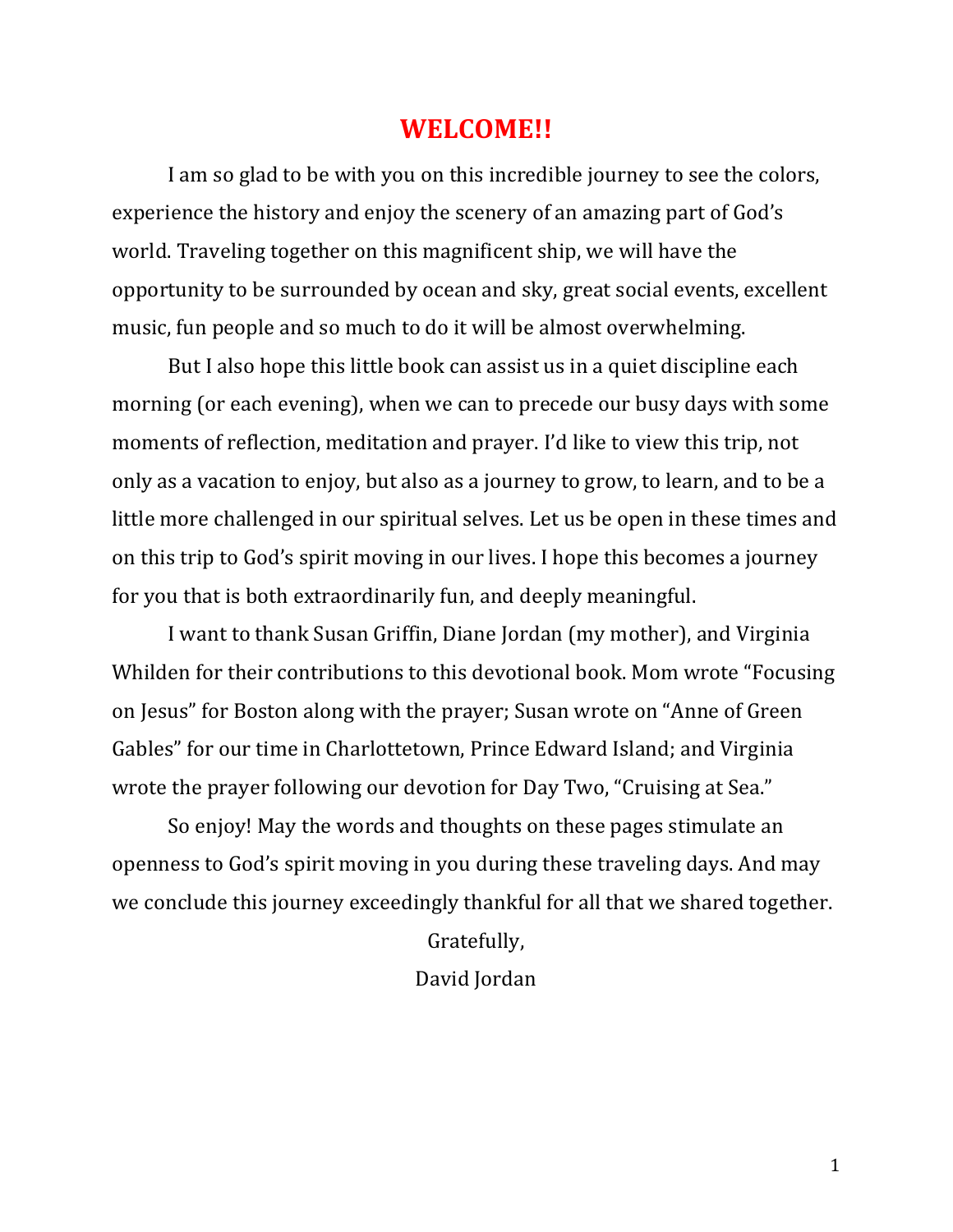# WELCOME!!

I am so glad to be with you on this incredible journey to see the colors, experience the history and enjoy the scenery of an amazing part of God's world. Traveling together on this magnificent ship, we will have the opportunity to be surrounded by ocean and sky, great social events, excellent music, fun people and so much to do it will be almost overwhelming.

But I also hope this little book can assist us in a quiet discipline each morning (or each evening), when we can to precede our busy days with some moments of reflection, meditation and prayer. I'd like to view this trip, not only as a vacation to enjoy, but also as a journey to grow, to learn, and to be a little more challenged in our spiritual selves. Let us be open in these times and on this trip to God's spirit moving in our lives. I hope this becomes a journey for you that is both extraordinarily fun, and deeply meaningful.

I want to thank Susan Griffin, Diane Jordan (my mother), and Virginia Whilden for their contributions to this devotional book. Mom wrote "Focusing on Jesus" for Boston along with the prayer; Susan wrote on "Anne of Green Gables" for our time in Charlottetown, Prince Edward Island; and Virginia wrote the prayer following our devotion for Day Two, "Cruising at Sea."

So enjoy! May the words and thoughts on these pages stimulate an openness to God's spirit moving in you during these traveling days. And may we conclude this journey exceedingly thankful for all that we shared together.

Gratefully,

David Jordan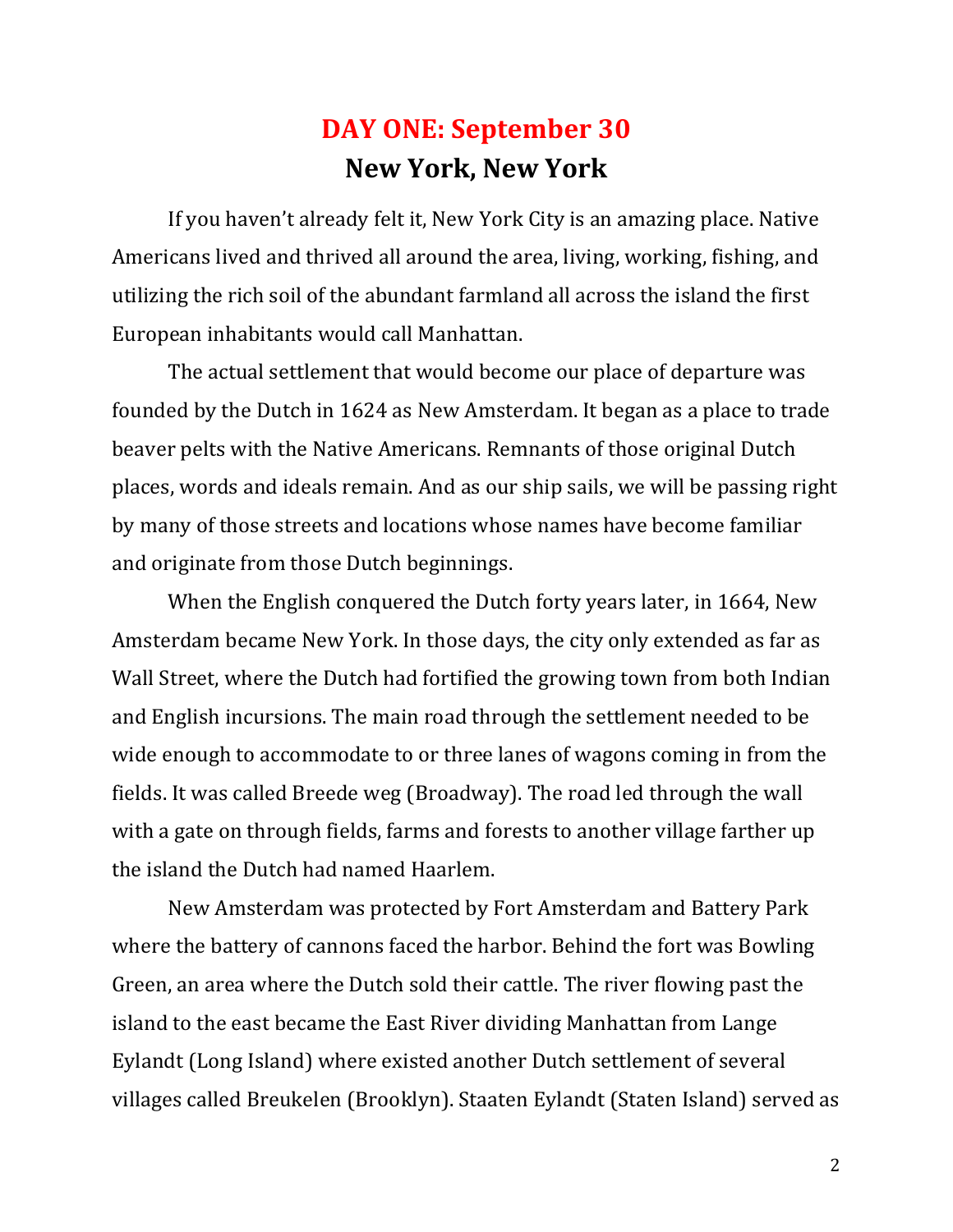# DAY ONE: September 30

## New York, New York

If you haven't already felt it, New York City is an amazing place. Native Americans lived and thrived all around the area, living, working, fishing, and utilizing the rich soil of the abundant farmland all across the island the first European inhabitants would call Manhattan.

The actual settlement that would become our place of departure was founded by the Dutch in 1624 as New Amsterdam. It began as a place to trade beaver pelts with the Native Americans. Remnants of those original Dutch places, words and ideals remain. And as our ship sails, we will be passing right by many of those streets and locations whose names have become familiar and originate from those Dutch beginnings.

When the English conquered the Dutch forty years later, in 1664, New Amsterdam became New York. In those days, the city only extended as far as Wall Street, where the Dutch had fortified the growing town from both Indian and English incursions. The main road through the settlement needed to be wide enough to accommodate to or three lanes of wagons coming in from the fields. It was called Breede weg (Broadway). The road led through the wall with a gate on through fields, farms and forests to another village farther up the island the Dutch had named Haarlem.

New Amsterdam was protected by Fort Amsterdam and Battery Park where the battery of cannons faced the harbor. Behind the fort was Bowling Green, an area where the Dutch sold their cattle. The river flowing past the island to the east became the East River dividing Manhattan from Lange Eylandt (Long Island) where existed another Dutch settlement of several villages called Breukelen (Brooklyn). Staaten Eylandt (Staten Island) served as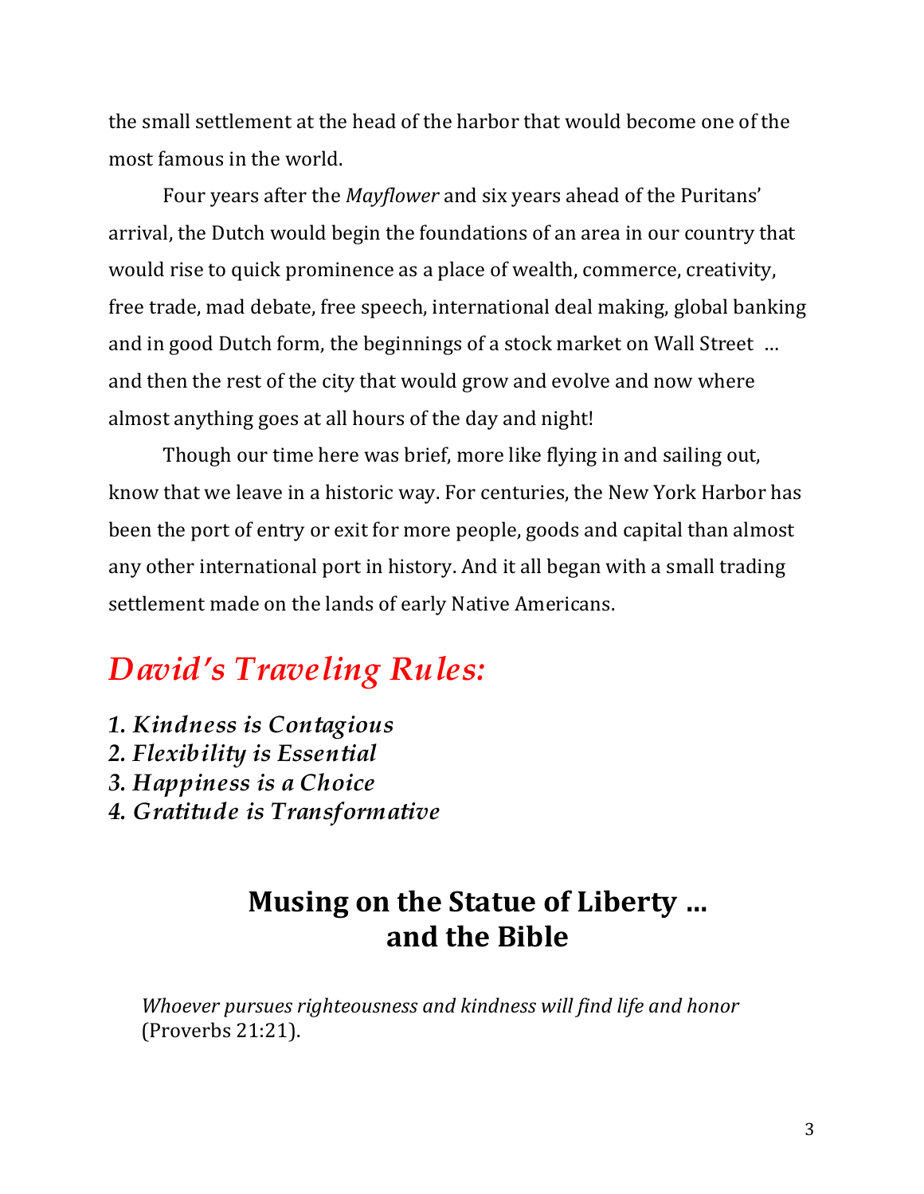the small settlement at the head of the harbor that would become one of the most famous in the world.

Four years after the *Mayflower* and six years ahead of the Puritans' arrival, the Dutch would begin the foundations of an area in our country that would rise to quick prominence as a place of wealth, commerce, creativity, free trade, mad debate, free speech, international deal making, global banking and in good Dutch form, the beginnings of a stock market on Wall Street … and then the rest of the city that would grow and evolve and now where almost anything goes at all hours of the day and night!

Though our time here was brief, more like flying in and sailing out, know that we leave in a historic way. For centuries, the New York Harbor has been the port of entry or exit for more people, goods and capital than almost any other international port in history. And it all began with a small trading settlement made on the lands of early Native Americans.

## *David's Traveling Rules:*

***1. Kindness is Contagious***
***2. Flexibility is Essential***
***3. Happiness is a Choice***
***4. Gratitude is Transformative***

## Musing on the Statue of Liberty … and the Bible

*Whoever pursues righteousness and kindness will find life and honor* (Proverbs 21:21).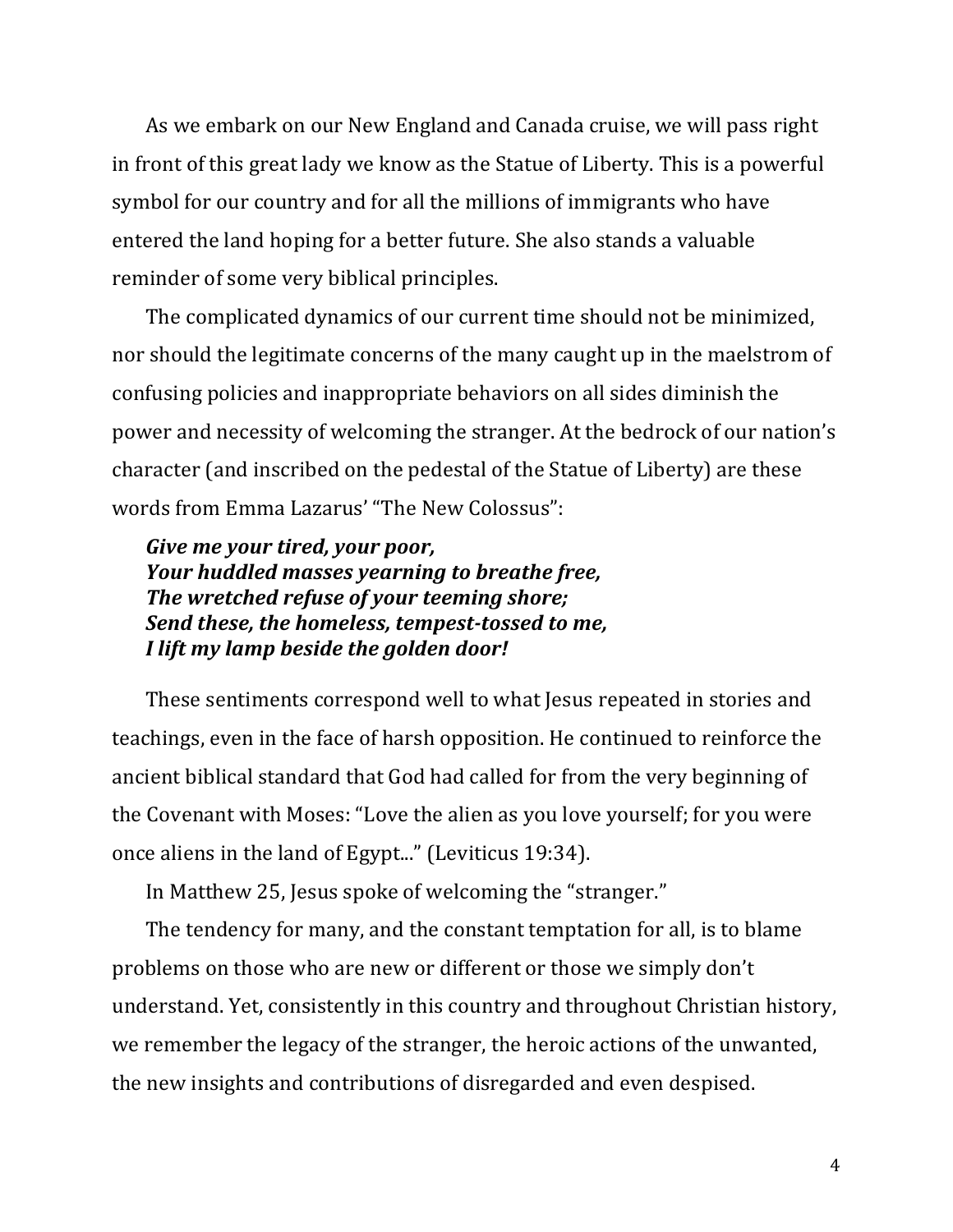As we embark on our New England and Canada cruise, we will pass right in front of this great lady we know as the Statue of Liberty. This is a powerful symbol for our country and for all the millions of immigrants who have entered the land hoping for a better future. She also stands a valuable reminder of some very biblical principles.

The complicated dynamics of our current time should not be minimized, nor should the legitimate concerns of the many caught up in the maelstrom of confusing policies and inappropriate behaviors on all sides diminish the power and necessity of welcoming the stranger. At the bedrock of our nation's character (and inscribed on the pedestal of the Statue of Liberty) are these words from Emma Lazarus' "The New Colossus":

***Give me your tired, your poor,***
***Your huddled masses yearning to breathe free,***
***The wretched refuse of your teeming shore;***
***Send these, the homeless, tempest-tossed to me,***
***I lift my lamp beside the golden door!***

These sentiments correspond well to what Jesus repeated in stories and teachings, even in the face of harsh opposition. He continued to reinforce the ancient biblical standard that God had called for from the very beginning of the Covenant with Moses: "Love the alien as you love yourself; for you were once aliens in the land of Egypt..." (Leviticus 19:34).

In Matthew 25, Jesus spoke of welcoming the "stranger."

The tendency for many, and the constant temptation for all, is to blame problems on those who are new or different or those we simply don't understand. Yet, consistently in this country and throughout Christian history, we remember the legacy of the stranger, the heroic actions of the unwanted, the new insights and contributions of disregarded and even despised.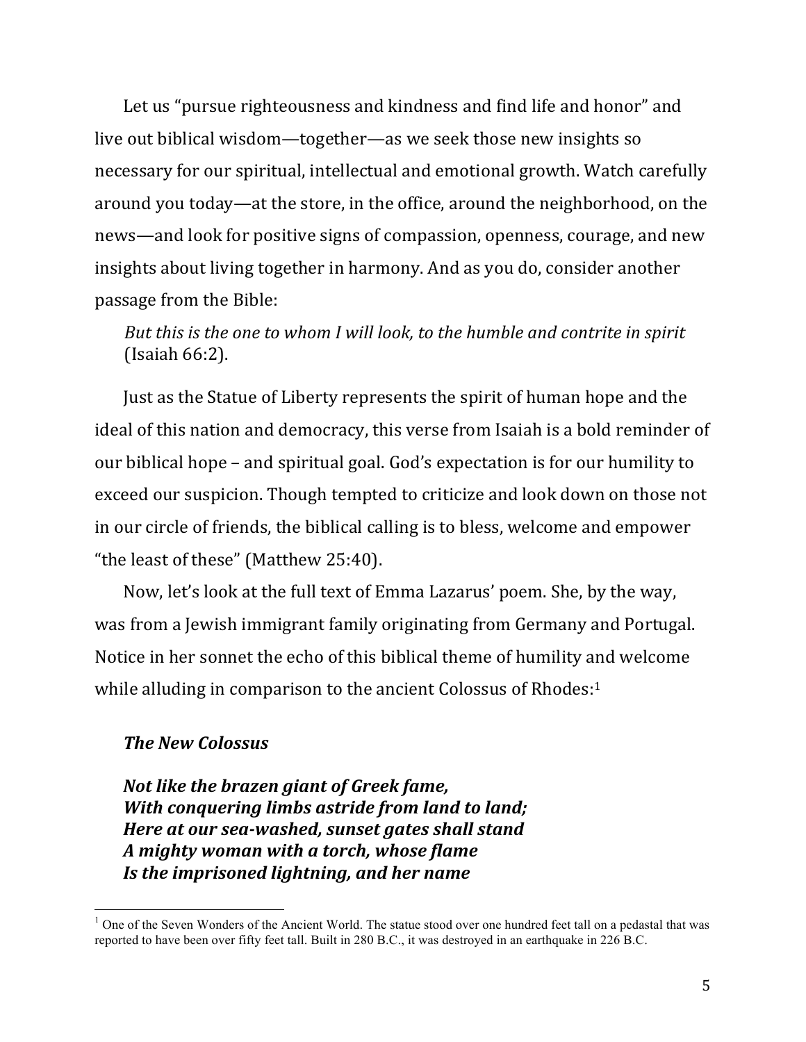Let us "pursue righteousness and kindness and find life and honor" and live out biblical wisdom—together—as we seek those new insights so necessary for our spiritual, intellectual and emotional growth. Watch carefully around you today—at the store, in the office, around the neighborhood, on the news—and look for positive signs of compassion, openness, courage, and new insights about living together in harmony. And as you do, consider another passage from the Bible:

> *But this is the one to whom I will look, to the humble and contrite in spirit* (Isaiah 66:2).

Just as the Statue of Liberty represents the spirit of human hope and the ideal of this nation and democracy, this verse from Isaiah is a bold reminder of our biblical hope – and spiritual goal. God's expectation is for our humility to exceed our suspicion. Though tempted to criticize and look down on those not in our circle of friends, the biblical calling is to bless, welcome and empower "the least of these" (Matthew 25:40).

Now, let's look at the full text of Emma Lazarus' poem. She, by the way, was from a Jewish immigrant family originating from Germany and Portugal. Notice in her sonnet the echo of this biblical theme of humility and welcome while alluding in comparison to the ancient Colossus of Rhodes:[1]

***The New Colossus***

***Not like the brazen giant of Greek fame,***
***With conquering limbs astride from land to land;***
***Here at our sea-washed, sunset gates shall stand***
***A mighty woman with a torch, whose flame***
***Is the imprisoned lightning, and her name***

[1] One of the Seven Wonders of the Ancient World. The statue stood over one hundred feet tall on a pedastal that was reported to have been over fifty feet tall. Built in 280 B.C., it was destroyed in an earthquake in 226 B.C.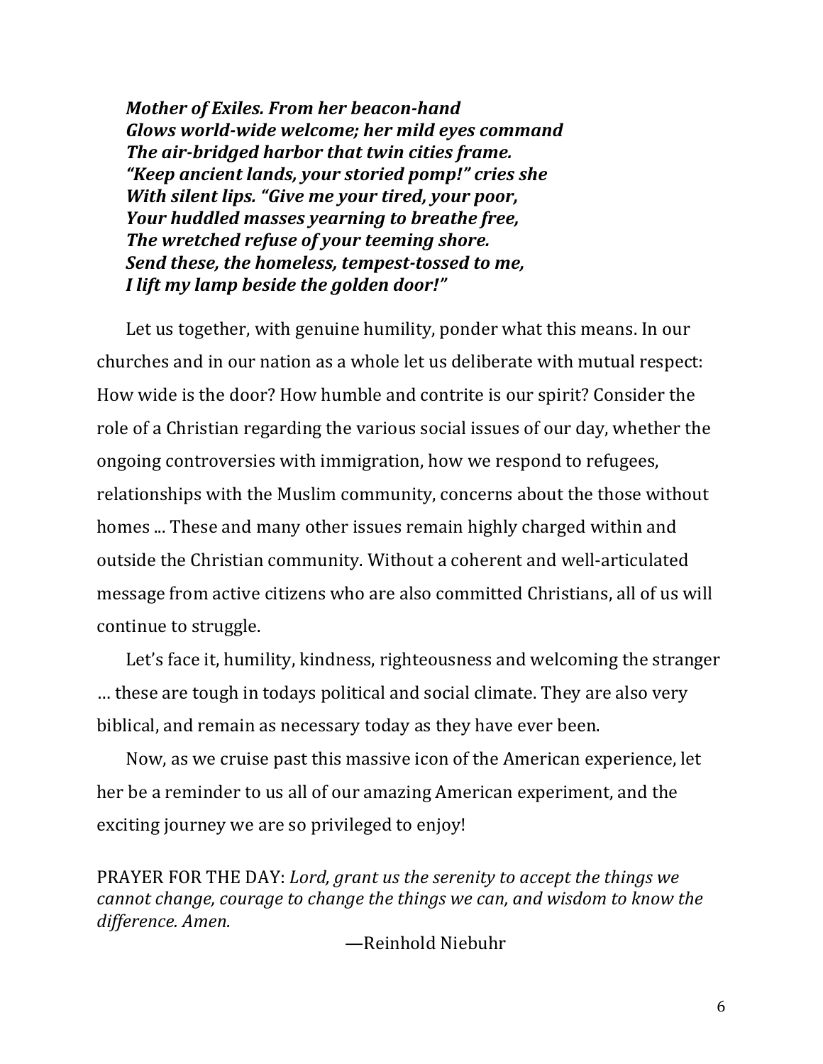***Mother of Exiles. From her beacon-hand***
***Glows world-wide welcome; her mild eyes command***
***The air-bridged harbor that twin cities frame.***
***"Keep ancient lands, your storied pomp!" cries she***
***With silent lips. "Give me your tired, your poor,***
***Your huddled masses yearning to breathe free,***
***The wretched refuse of your teeming shore.***
***Send these, the homeless, tempest-tossed to me,***
***I lift my lamp beside the golden door!"***

Let us together, with genuine humility, ponder what this means. In our churches and in our nation as a whole let us deliberate with mutual respect: How wide is the door? How humble and contrite is our spirit? Consider the role of a Christian regarding the various social issues of our day, whether the ongoing controversies with immigration, how we respond to refugees, relationships with the Muslim community, concerns about the those without homes ... These and many other issues remain highly charged within and outside the Christian community. Without a coherent and well-articulated message from active citizens who are also committed Christians, all of us will continue to struggle.

Let's face it, humility, kindness, righteousness and welcoming the stranger … these are tough in todays political and social climate. They are also very biblical, and remain as necessary today as they have ever been.

Now, as we cruise past this massive icon of the American experience, let her be a reminder to us all of our amazing American experiment, and the exciting journey we are so privileged to enjoy!

PRAYER FOR THE DAY: *Lord, grant us the serenity to accept the things we cannot change, courage to change the things we can, and wisdom to know the difference. Amen.*

—Reinhold Niebuhr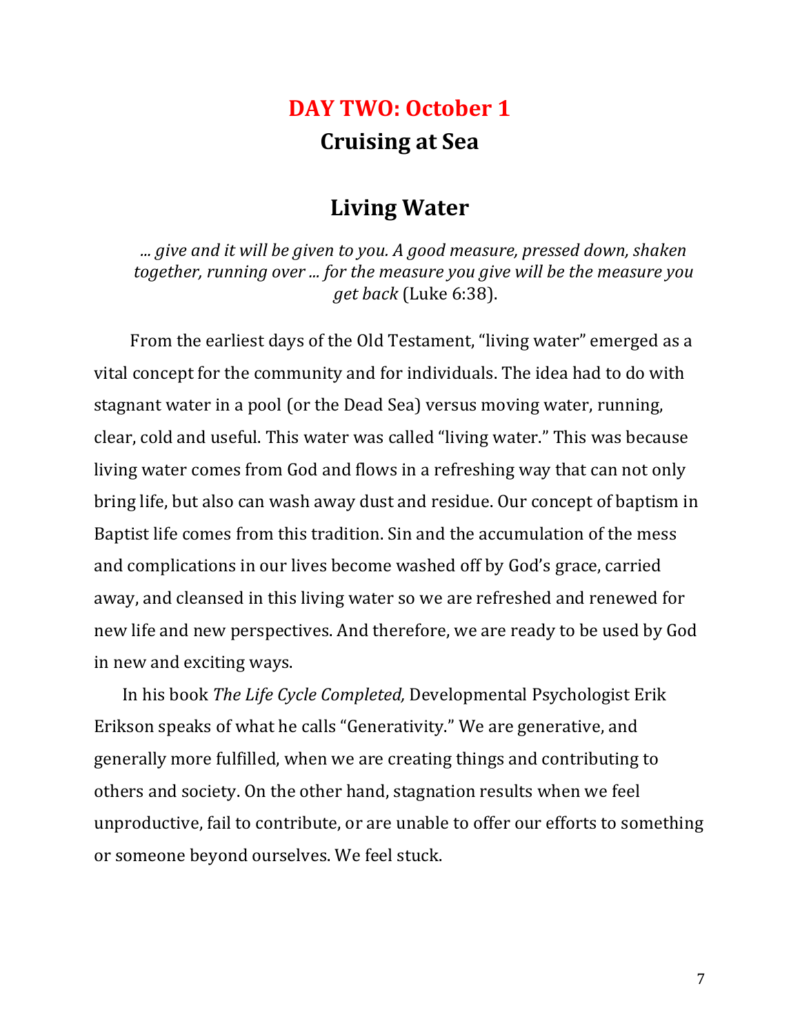## DAY TWO: October 1

## Cruising at Sea

# Living Water

*... give and it will be given to you. A good measure, pressed down, shaken together, running over ... for the measure you give will be the measure you get back* (Luke 6:38).

From the earliest days of the Old Testament, "living water" emerged as a vital concept for the community and for individuals. The idea had to do with stagnant water in a pool (or the Dead Sea) versus moving water, running, clear, cold and useful. This water was called "living water." This was because living water comes from God and flows in a refreshing way that can not only bring life, but also can wash away dust and residue. Our concept of baptism in Baptist life comes from this tradition. Sin and the accumulation of the mess and complications in our lives become washed off by God's grace, carried away, and cleansed in this living water so we are refreshed and renewed for new life and new perspectives. And therefore, we are ready to be used by God in new and exciting ways.

In his book *The Life Cycle Completed,* Developmental Psychologist Erik Erikson speaks of what he calls "Generativity." We are generative, and generally more fulfilled, when we are creating things and contributing to others and society. On the other hand, stagnation results when we feel unproductive, fail to contribute, or are unable to offer our efforts to something or someone beyond ourselves. We feel stuck.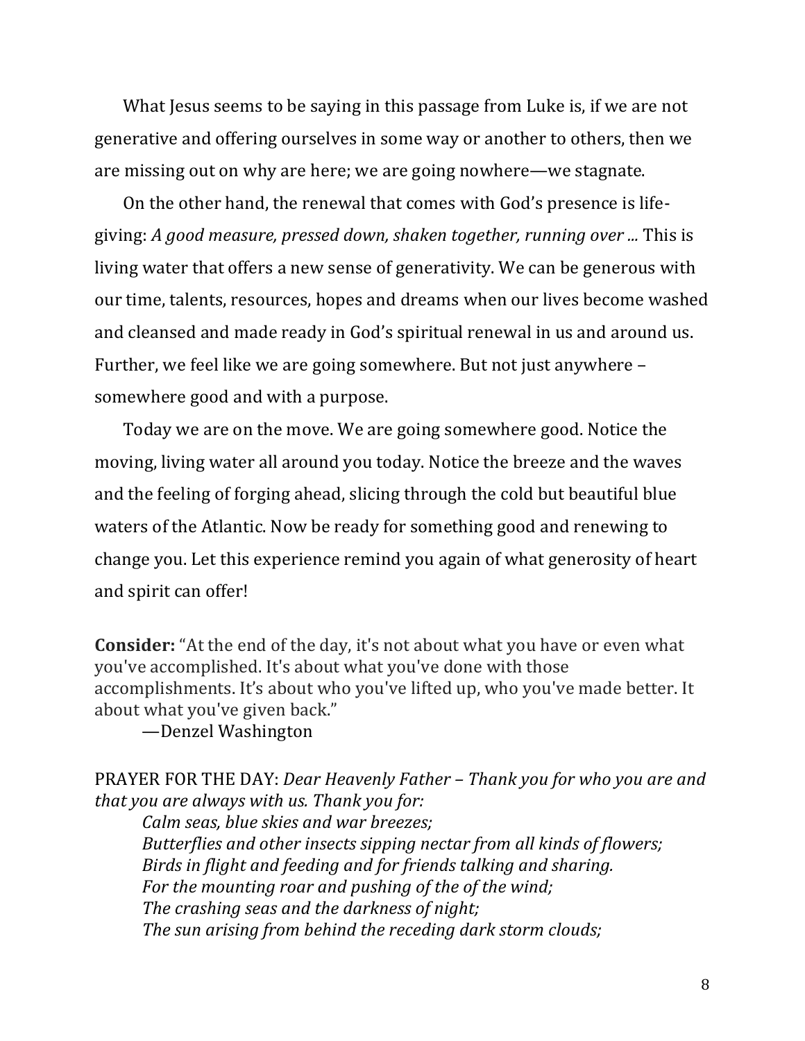What Jesus seems to be saying in this passage from Luke is, if we are not generative and offering ourselves in some way or another to others, then we are missing out on why are here; we are going nowhere—we stagnate.

On the other hand, the renewal that comes with God's presence is life-giving: *A good measure, pressed down, shaken together, running over ...* This is living water that offers a new sense of generativity. We can be generous with our time, talents, resources, hopes and dreams when our lives become washed and cleansed and made ready in God's spiritual renewal in us and around us. Further, we feel like we are going somewhere. But not just anywhere – somewhere good and with a purpose.

Today we are on the move. We are going somewhere good. Notice the moving, living water all around you today. Notice the breeze and the waves and the feeling of forging ahead, slicing through the cold but beautiful blue waters of the Atlantic. Now be ready for something good and renewing to change you. Let this experience remind you again of what generosity of heart and spirit can offer!

**Consider:** "At the end of the day, it's not about what you have or even what you've accomplished. It's about what you've done with those accomplishments. It's about who you've lifted up, who you've made better. It about what you've given back."
—Denzel Washington

PRAYER FOR THE DAY: *Dear Heavenly Father – Thank you for who you are and that you are always with us. Thank you for:*
*Calm seas, blue skies and war breezes;*
*Butterflies and other insects sipping nectar from all kinds of flowers;*
*Birds in flight and feeding and for friends talking and sharing.*
*For the mounting roar and pushing of the of the wind;*
*The crashing seas and the darkness of night;*
*The sun arising from behind the receding dark storm clouds;*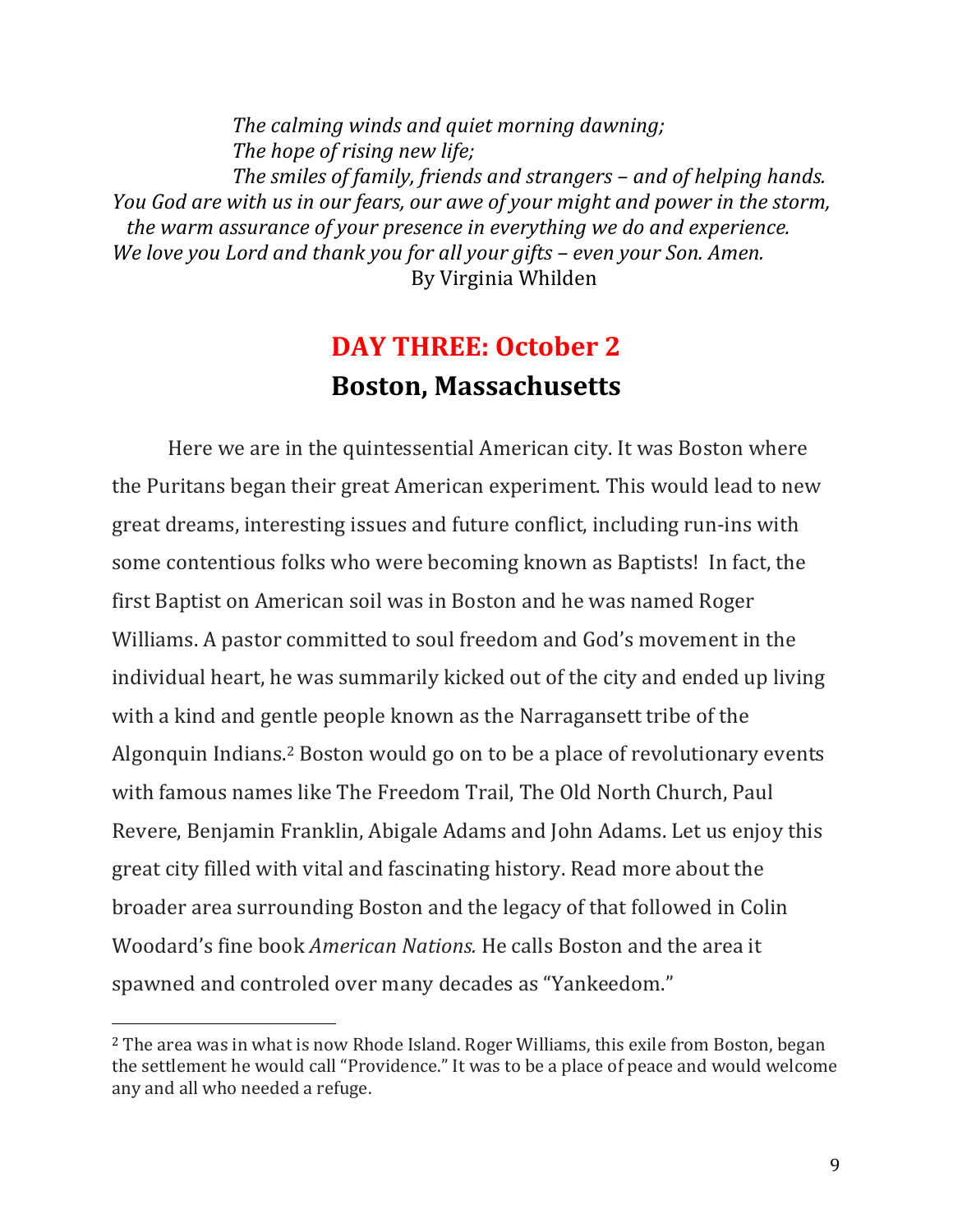*The calming winds and quiet morning dawning;*
*The hope of rising new life;*
*The smiles of family, friends and strangers – and of helping hands.*
*You God are with us in our fears, our awe of your might and power in the storm,*
*the warm assurance of your presence in everything we do and experience.*
*We love you Lord and thank you for all your gifts – even your Son. Amen.*
By Virginia Whilden

## DAY THREE: October 2

## Boston, Massachusetts

Here we are in the quintessential American city. It was Boston where the Puritans began their great American experiment. This would lead to new great dreams, interesting issues and future conflict, including run-ins with some contentious folks who were becoming known as Baptists! In fact, the first Baptist on American soil was in Boston and he was named Roger Williams. A pastor committed to soul freedom and God's movement in the individual heart, he was summarily kicked out of the city and ended up living with a kind and gentle people known as the Narragansett tribe of the Algonquin Indians.[2] Boston would go on to be a place of revolutionary events with famous names like The Freedom Trail, The Old North Church, Paul Revere, Benjamin Franklin, Abigale Adams and John Adams. Let us enjoy this great city filled with vital and fascinating history. Read more about the broader area surrounding Boston and the legacy of that followed in Colin Woodard's fine book *American Nations.* He calls Boston and the area it spawned and controled over many decades as "Yankeedom."

---

[2] The area was in what is now Rhode Island. Roger Williams, this exile from Boston, began the settlement he would call "Providence." It was to be a place of peace and would welcome any and all who needed a refuge.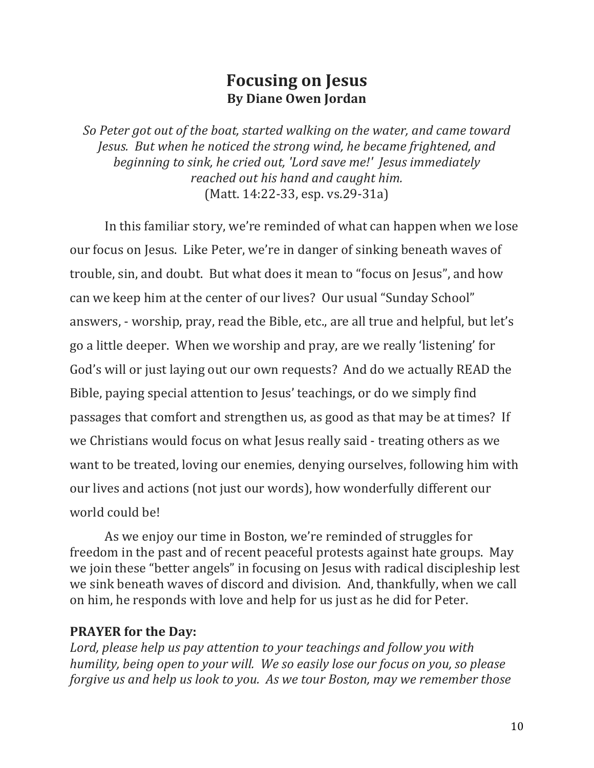# Focusing on Jesus
**By Diane Owen Jordan**

*So Peter got out of the boat, started walking on the water, and came toward Jesus. But when he noticed the strong wind, he became frightened, and beginning to sink, he cried out, 'Lord save me!' Jesus immediately reached out his hand and caught him.*
(Matt. 14:22-33, esp. vs.29-31a)

In this familiar story, we're reminded of what can happen when we lose our focus on Jesus. Like Peter, we're in danger of sinking beneath waves of trouble, sin, and doubt. But what does it mean to "focus on Jesus", and how can we keep him at the center of our lives? Our usual "Sunday School" answers, - worship, pray, read the Bible, etc., are all true and helpful, but let's go a little deeper. When we worship and pray, are we really 'listening' for God's will or just laying out our own requests? And do we actually READ the Bible, paying special attention to Jesus' teachings, or do we simply find passages that comfort and strengthen us, as good as that may be at times? If we Christians would focus on what Jesus really said - treating others as we want to be treated, loving our enemies, denying ourselves, following him with our lives and actions (not just our words), how wonderfully different our world could be!

As we enjoy our time in Boston, we're reminded of struggles for freedom in the past and of recent peaceful protests against hate groups. May we join these "better angels" in focusing on Jesus with radical discipleship lest we sink beneath waves of discord and division. And, thankfully, when we call on him, he responds with love and help for us just as he did for Peter.

**PRAYER for the Day:**
*Lord, please help us pay attention to your teachings and follow you with humility, being open to your will. We so easily lose our focus on you, so please forgive us and help us look to you. As we tour Boston, may we remember those*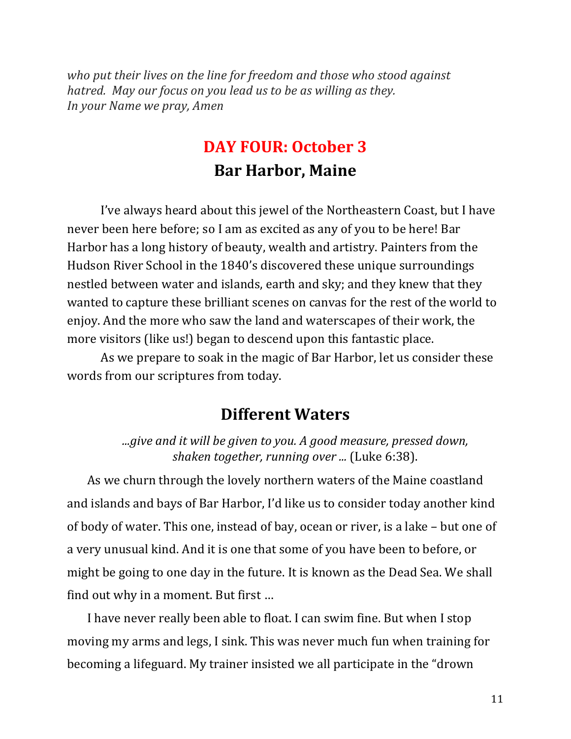*who put their lives on the line for freedom and those who stood against hatred. May our focus on you lead us to be as willing as they.*
*In your Name we pray, Amen*

## DAY FOUR: October 3

### Bar Harbor, Maine

I've always heard about this jewel of the Northeastern Coast, but I have never been here before; so I am as excited as any of you to be here! Bar Harbor has a long history of beauty, wealth and artistry. Painters from the Hudson River School in the 1840's discovered these unique surroundings nestled between water and islands, earth and sky; and they knew that they wanted to capture these brilliant scenes on canvas for the rest of the world to enjoy. And the more who saw the land and waterscapes of their work, the more visitors (like us!) began to descend upon this fantastic place.

As we prepare to soak in the magic of Bar Harbor, let us consider these words from our scriptures from today.

## Different Waters

*...give and it will be given to you. A good measure, pressed down, shaken together, running over ...* (Luke 6:38).

As we churn through the lovely northern waters of the Maine coastland and islands and bays of Bar Harbor, I'd like us to consider today another kind of body of water. This one, instead of bay, ocean or river, is a lake – but one of a very unusual kind. And it is one that some of you have been to before, or might be going to one day in the future. It is known as the Dead Sea. We shall find out why in a moment. But first …

I have never really been able to float. I can swim fine. But when I stop moving my arms and legs, I sink. This was never much fun when training for becoming a lifeguard. My trainer insisted we all participate in the "drown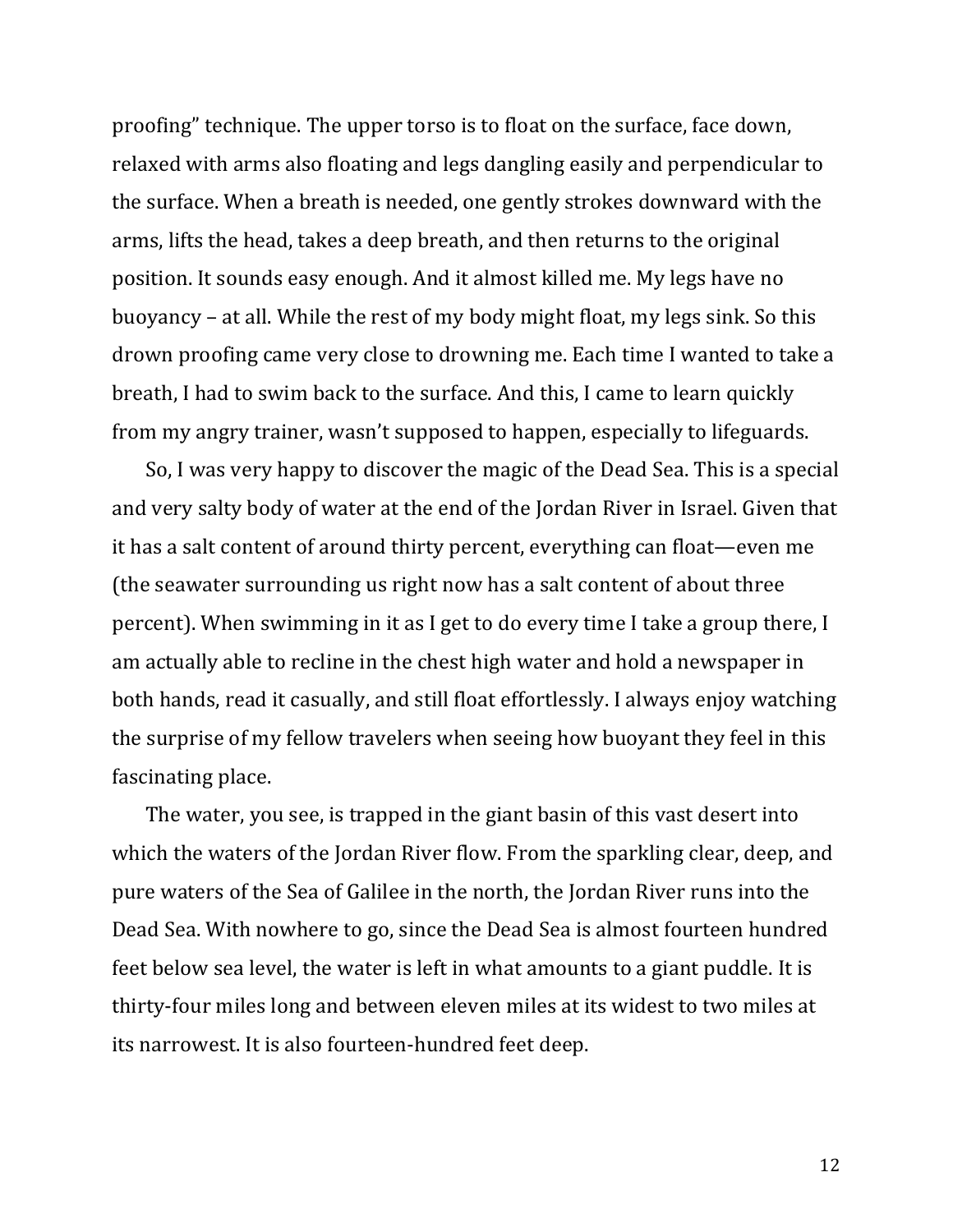proofing" technique. The upper torso is to float on the surface, face down, relaxed with arms also floating and legs dangling easily and perpendicular to the surface. When a breath is needed, one gently strokes downward with the arms, lifts the head, takes a deep breath, and then returns to the original position. It sounds easy enough. And it almost killed me. My legs have no buoyancy – at all. While the rest of my body might float, my legs sink. So this drown proofing came very close to drowning me. Each time I wanted to take a breath, I had to swim back to the surface. And this, I came to learn quickly from my angry trainer, wasn't supposed to happen, especially to lifeguards.

So, I was very happy to discover the magic of the Dead Sea. This is a special and very salty body of water at the end of the Jordan River in Israel. Given that it has a salt content of around thirty percent, everything can float—even me (the seawater surrounding us right now has a salt content of about three percent). When swimming in it as I get to do every time I take a group there, I am actually able to recline in the chest high water and hold a newspaper in both hands, read it casually, and still float effortlessly. I always enjoy watching the surprise of my fellow travelers when seeing how buoyant they feel in this fascinating place.

The water, you see, is trapped in the giant basin of this vast desert into which the waters of the Jordan River flow. From the sparkling clear, deep, and pure waters of the Sea of Galilee in the north, the Jordan River runs into the Dead Sea. With nowhere to go, since the Dead Sea is almost fourteen hundred feet below sea level, the water is left in what amounts to a giant puddle. It is thirty-four miles long and between eleven miles at its widest to two miles at its narrowest. It is also fourteen-hundred feet deep.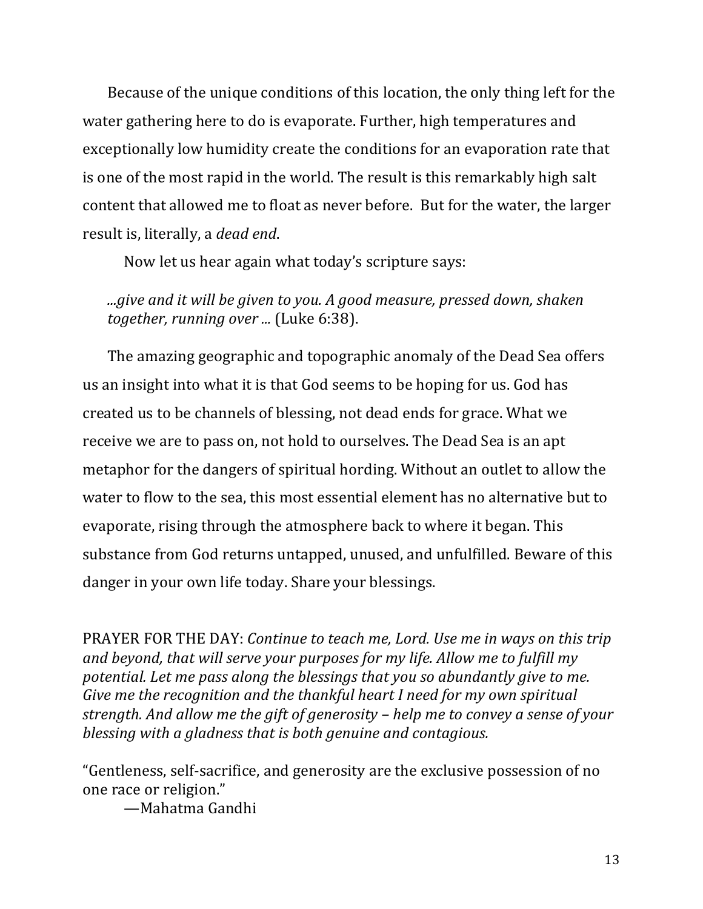Because of the unique conditions of this location, the only thing left for the water gathering here to do is evaporate. Further, high temperatures and exceptionally low humidity create the conditions for an evaporation rate that is one of the most rapid in the world. The result is this remarkably high salt content that allowed me to float as never before. But for the water, the larger result is, literally, a *dead end*.

Now let us hear again what today's scripture says:

> *...give and it will be given to you. A good measure, pressed down, shaken together, running over ...* (Luke 6:38).

The amazing geographic and topographic anomaly of the Dead Sea offers us an insight into what it is that God seems to be hoping for us. God has created us to be channels of blessing, not dead ends for grace. What we receive we are to pass on, not hold to ourselves. The Dead Sea is an apt metaphor for the dangers of spiritual hording. Without an outlet to allow the water to flow to the sea, this most essential element has no alternative but to evaporate, rising through the atmosphere back to where it began. This substance from God returns untapped, unused, and unfulfilled. Beware of this danger in your own life today. Share your blessings.

PRAYER FOR THE DAY: *Continue to teach me, Lord. Use me in ways on this trip and beyond, that will serve your purposes for my life. Allow me to fulfill my potential. Let me pass along the blessings that you so abundantly give to me. Give me the recognition and the thankful heart I need for my own spiritual strength. And allow me the gift of generosity – help me to convey a sense of your blessing with a gladness that is both genuine and contagious.*

"Gentleness, self-sacrifice, and generosity are the exclusive possession of no one race or religion."

—Mahatma Gandhi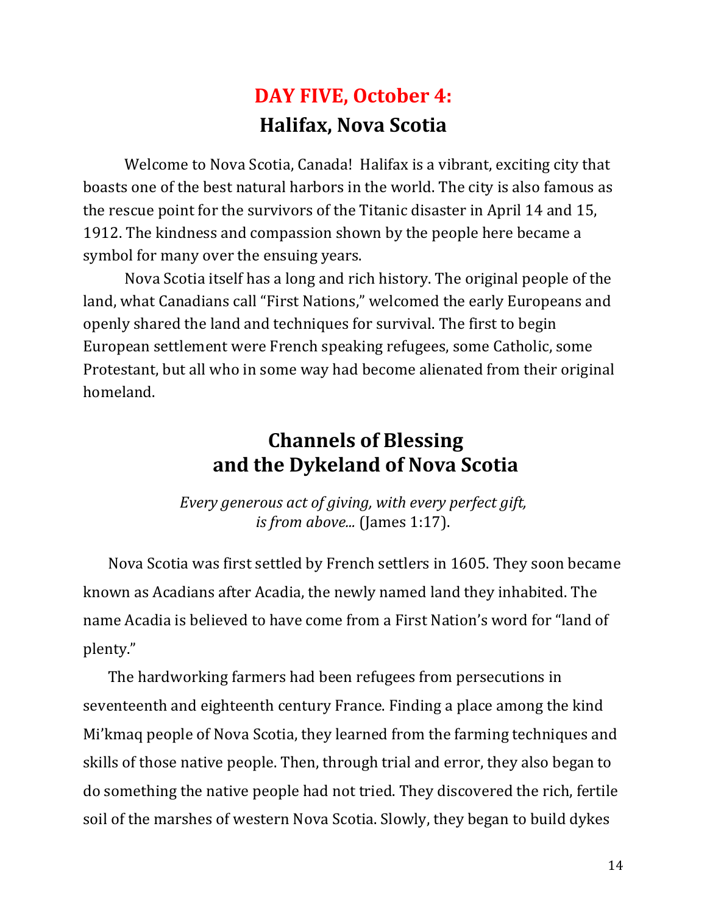## DAY FIVE, October 4:
## Halifax, Nova Scotia

Welcome to Nova Scotia, Canada! Halifax is a vibrant, exciting city that boasts one of the best natural harbors in the world. The city is also famous as the rescue point for the survivors of the Titanic disaster in April 14 and 15, 1912. The kindness and compassion shown by the people here became a symbol for many over the ensuing years.

Nova Scotia itself has a long and rich history. The original people of the land, what Canadians call "First Nations," welcomed the early Europeans and openly shared the land and techniques for survival. The first to begin European settlement were French speaking refugees, some Catholic, some Protestant, but all who in some way had become alienated from their original homeland.

## Channels of Blessing and the Dykeland of Nova Scotia

*Every generous act of giving, with every perfect gift, is from above...* (James 1:17).

Nova Scotia was first settled by French settlers in 1605. They soon became known as Acadians after Acadia, the newly named land they inhabited. The name Acadia is believed to have come from a First Nation's word for "land of plenty."

The hardworking farmers had been refugees from persecutions in seventeenth and eighteenth century France. Finding a place among the kind Mi'kmaq people of Nova Scotia, they learned from the farming techniques and skills of those native people. Then, through trial and error, they also began to do something the native people had not tried. They discovered the rich, fertile soil of the marshes of western Nova Scotia. Slowly, they began to build dykes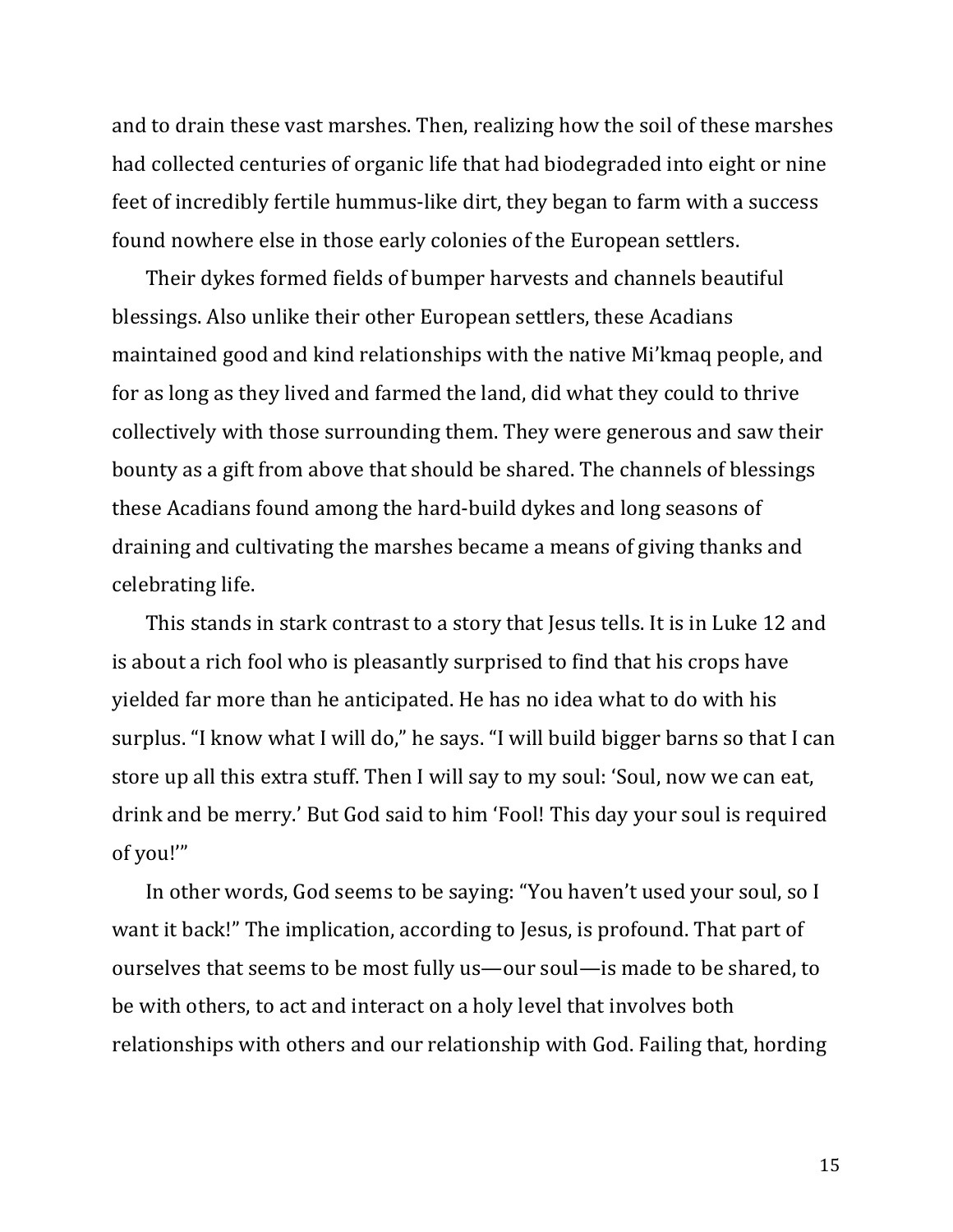and to drain these vast marshes. Then, realizing how the soil of these marshes had collected centuries of organic life that had biodegraded into eight or nine feet of incredibly fertile hummus-like dirt, they began to farm with a success found nowhere else in those early colonies of the European settlers.

Their dykes formed fields of bumper harvests and channels beautiful blessings. Also unlike their other European settlers, these Acadians maintained good and kind relationships with the native Mi'kmaq people, and for as long as they lived and farmed the land, did what they could to thrive collectively with those surrounding them. They were generous and saw their bounty as a gift from above that should be shared. The channels of blessings these Acadians found among the hard-build dykes and long seasons of draining and cultivating the marshes became a means of giving thanks and celebrating life.

This stands in stark contrast to a story that Jesus tells. It is in Luke 12 and is about a rich fool who is pleasantly surprised to find that his crops have yielded far more than he anticipated. He has no idea what to do with his surplus. "I know what I will do," he says. "I will build bigger barns so that I can store up all this extra stuff. Then I will say to my soul: 'Soul, now we can eat, drink and be merry.' But God said to him 'Fool! This day your soul is required of you!'"

In other words, God seems to be saying: "You haven't used your soul, so I want it back!" The implication, according to Jesus, is profound. That part of ourselves that seems to be most fully us—our soul—is made to be shared, to be with others, to act and interact on a holy level that involves both relationships with others and our relationship with God. Failing that, hording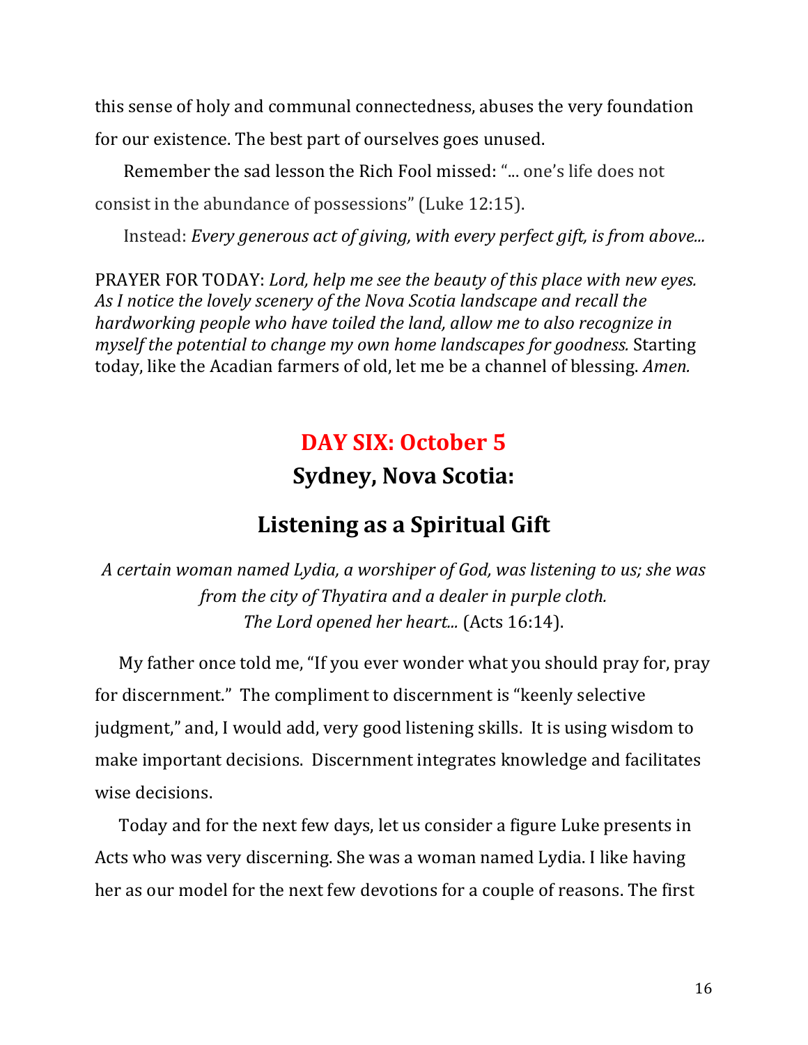this sense of holy and communal connectedness, abuses the very foundation for our existence. The best part of ourselves goes unused.

Remember the sad lesson the Rich Fool missed: "... one's life does not consist in the abundance of possessions" (Luke 12:15).

Instead: *Every generous act of giving, with every perfect gift, is from above...*

PRAYER FOR TODAY: *Lord, help me see the beauty of this place with new eyes. As I notice the lovely scenery of the Nova Scotia landscape and recall the hardworking people who have toiled the land, allow me to also recognize in myself the potential to change my own home landscapes for goodness.* Starting today, like the Acadian farmers of old, let me be a channel of blessing. *Amen.*

## DAY SIX: October 5

## Sydney, Nova Scotia:

## Listening as a Spiritual Gift

*A certain woman named Lydia, a worshiper of God, was listening to us; she was from the city of Thyatira and a dealer in purple cloth. The Lord opened her heart...* (Acts 16:14).

My father once told me, "If you ever wonder what you should pray for, pray for discernment." The compliment to discernment is "keenly selective judgment," and, I would add, very good listening skills. It is using wisdom to make important decisions. Discernment integrates knowledge and facilitates wise decisions.

Today and for the next few days, let us consider a figure Luke presents in Acts who was very discerning. She was a woman named Lydia. I like having her as our model for the next few devotions for a couple of reasons. The first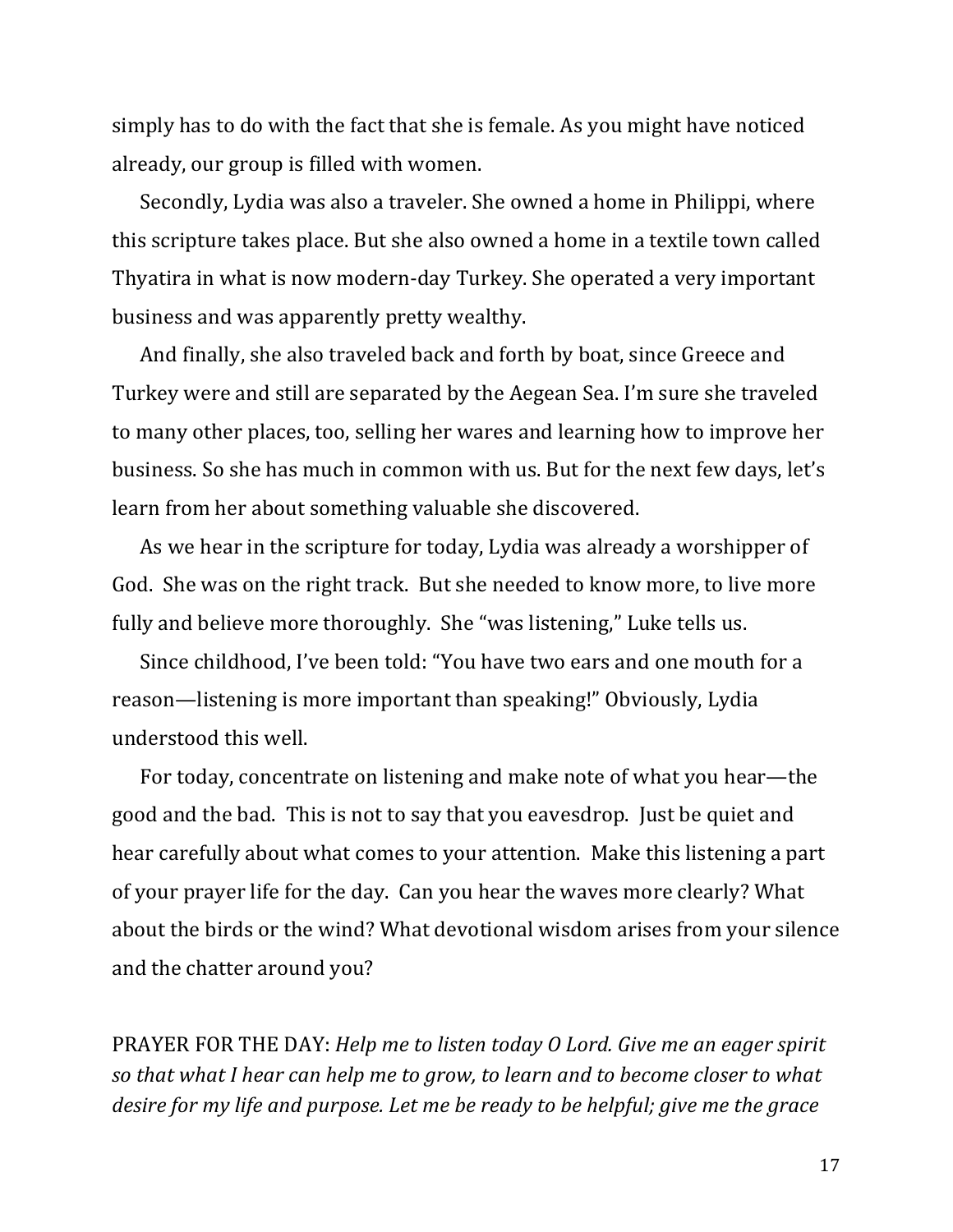simply has to do with the fact that she is female. As you might have noticed already, our group is filled with women.

Secondly, Lydia was also a traveler. She owned a home in Philippi, where this scripture takes place. But she also owned a home in a textile town called Thyatira in what is now modern-day Turkey. She operated a very important business and was apparently pretty wealthy.

And finally, she also traveled back and forth by boat, since Greece and Turkey were and still are separated by the Aegean Sea. I'm sure she traveled to many other places, too, selling her wares and learning how to improve her business. So she has much in common with us. But for the next few days, let's learn from her about something valuable she discovered.

As we hear in the scripture for today, Lydia was already a worshipper of God. She was on the right track. But she needed to know more, to live more fully and believe more thoroughly. She "was listening," Luke tells us.

Since childhood, I've been told: "You have two ears and one mouth for a reason—listening is more important than speaking!" Obviously, Lydia understood this well.

For today, concentrate on listening and make note of what you hear—the good and the bad. This is not to say that you eavesdrop. Just be quiet and hear carefully about what comes to your attention. Make this listening a part of your prayer life for the day. Can you hear the waves more clearly? What about the birds or the wind? What devotional wisdom arises from your silence and the chatter around you?

PRAYER FOR THE DAY: *Help me to listen today O Lord. Give me an eager spirit so that what I hear can help me to grow, to learn and to become closer to what desire for my life and purpose. Let me be ready to be helpful; give me the grace*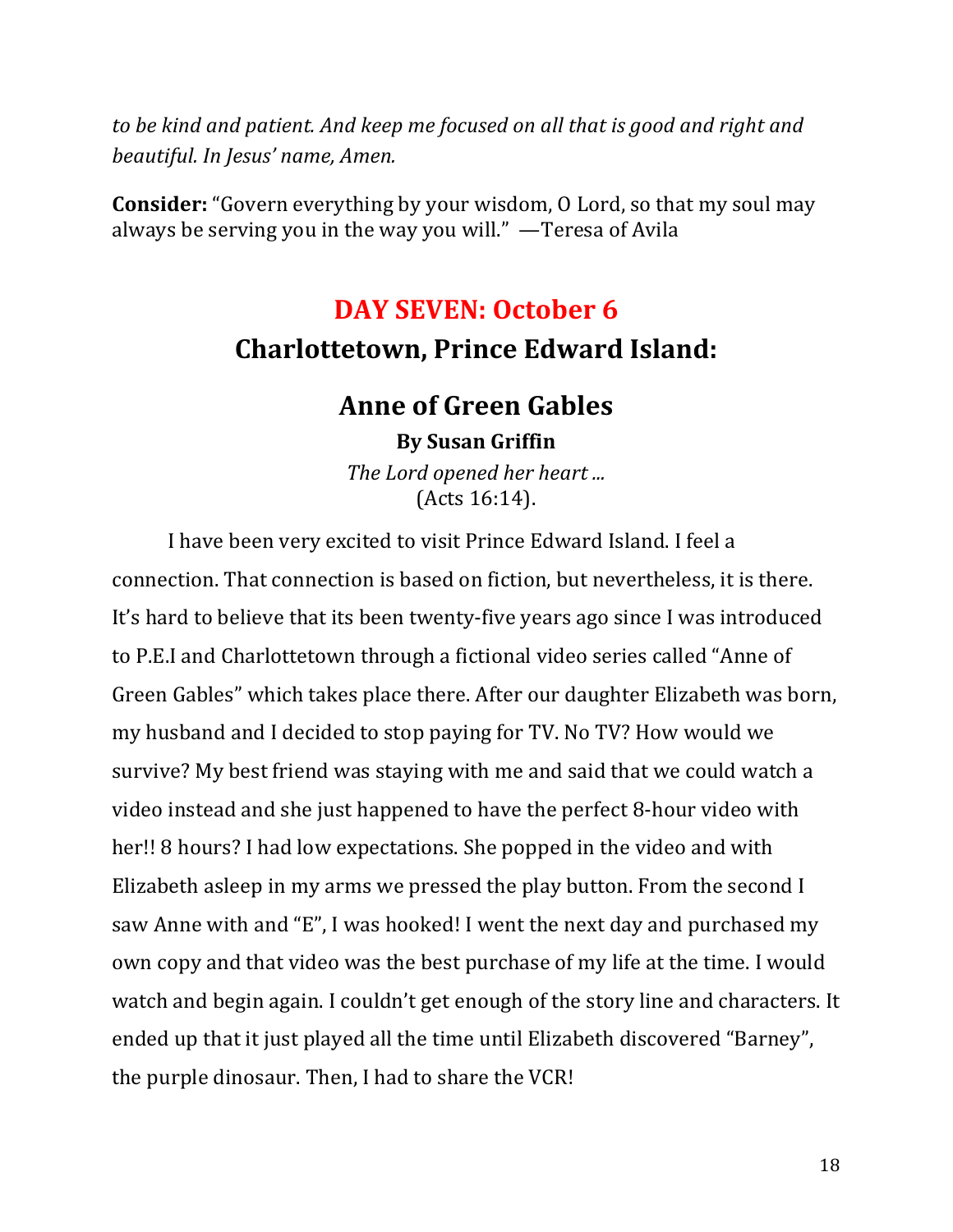*to be kind and patient. And keep me focused on all that is good and right and beautiful. In Jesus' name, Amen.*

**Consider:** "Govern everything by your wisdom, O Lord, so that my soul may always be serving you in the way you will." —Teresa of Avila

## DAY SEVEN: October 6

## Charlottetown, Prince Edward Island:

## Anne of Green Gables

**By Susan Griffin**

*The Lord opened her heart ...*
(Acts 16:14).

I have been very excited to visit Prince Edward Island. I feel a connection. That connection is based on fiction, but nevertheless, it is there. It's hard to believe that its been twenty-five years ago since I was introduced to P.E.I and Charlottetown through a fictional video series called "Anne of Green Gables" which takes place there. After our daughter Elizabeth was born, my husband and I decided to stop paying for TV. No TV? How would we survive? My best friend was staying with me and said that we could watch a video instead and she just happened to have the perfect 8-hour video with her!! 8 hours? I had low expectations. She popped in the video and with Elizabeth asleep in my arms we pressed the play button. From the second I saw Anne with and "E", I was hooked! I went the next day and purchased my own copy and that video was the best purchase of my life at the time. I would watch and begin again. I couldn't get enough of the story line and characters. It ended up that it just played all the time until Elizabeth discovered "Barney", the purple dinosaur. Then, I had to share the VCR!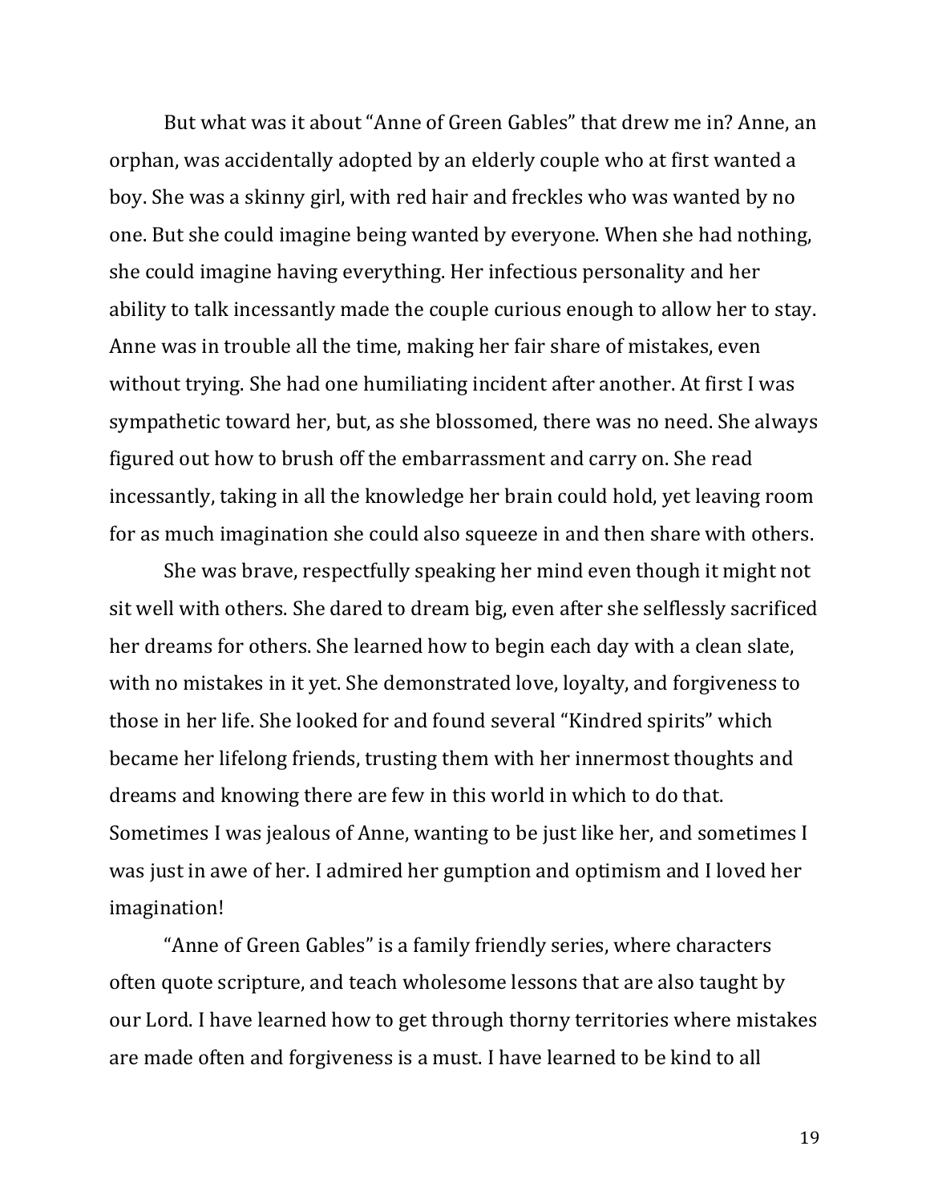But what was it about “Anne of Green Gables” that drew me in? Anne, an orphan, was accidentally adopted by an elderly couple who at first wanted a boy. She was a skinny girl, with red hair and freckles who was wanted by no one. But she could imagine being wanted by everyone. When she had nothing, she could imagine having everything. Her infectious personality and her ability to talk incessantly made the couple curious enough to allow her to stay. Anne was in trouble all the time, making her fair share of mistakes, even without trying. She had one humiliating incident after another. At first I was sympathetic toward her, but, as she blossomed, there was no need. She always figured out how to brush off the embarrassment and carry on. She read incessantly, taking in all the knowledge her brain could hold, yet leaving room for as much imagination she could also squeeze in and then share with others.

She was brave, respectfully speaking her mind even though it might not sit well with others. She dared to dream big, even after she selflessly sacrificed her dreams for others. She learned how to begin each day with a clean slate, with no mistakes in it yet. She demonstrated love, loyalty, and forgiveness to those in her life. She looked for and found several “Kindred spirits” which became her lifelong friends, trusting them with her innermost thoughts and dreams and knowing there are few in this world in which to do that. Sometimes I was jealous of Anne, wanting to be just like her, and sometimes I was just in awe of her. I admired her gumption and optimism and I loved her imagination!

“Anne of Green Gables” is a family friendly series, where characters often quote scripture, and teach wholesome lessons that are also taught by our Lord. I have learned how to get through thorny territories where mistakes are made often and forgiveness is a must. I have learned to be kind to all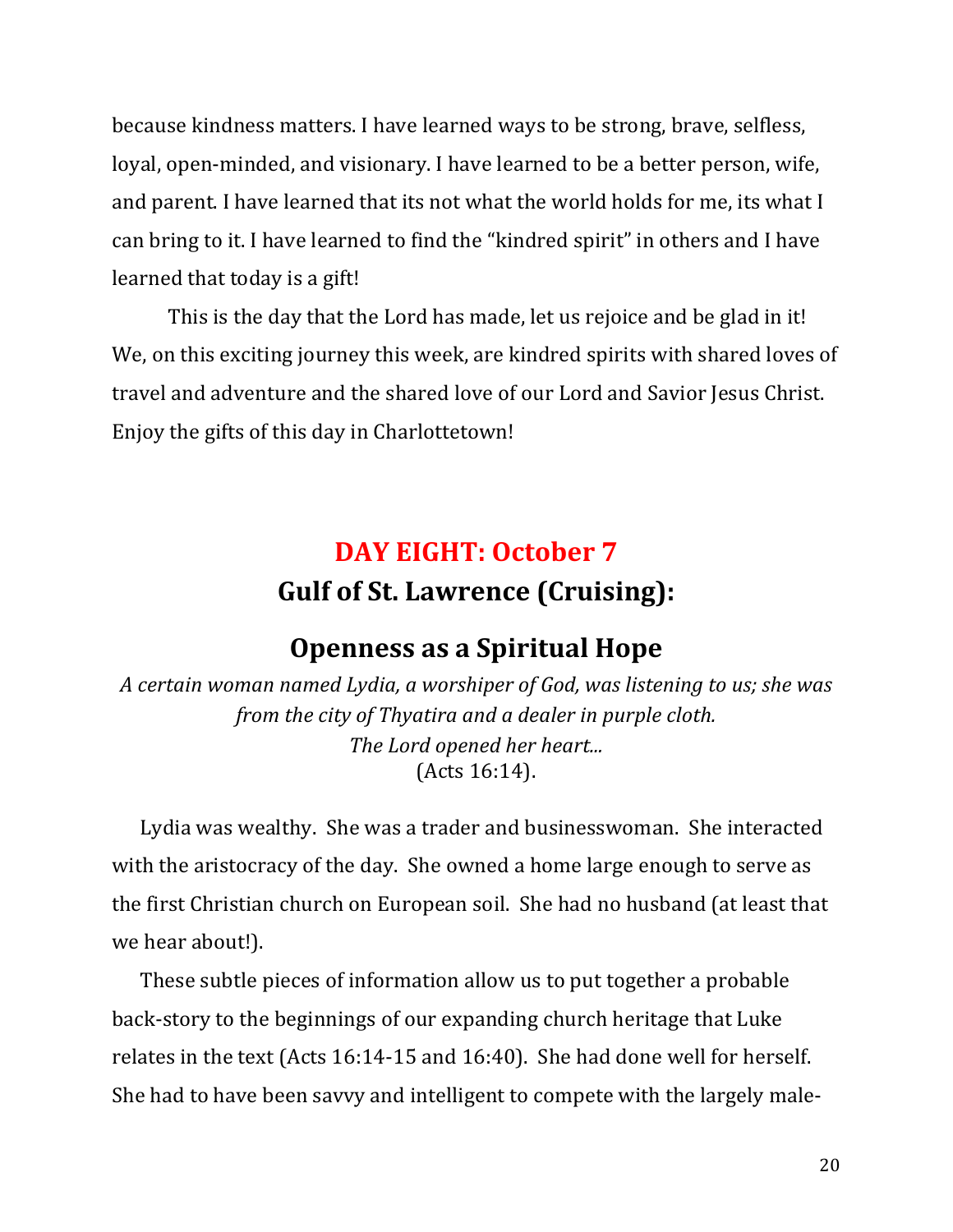because kindness matters. I have learned ways to be strong, brave, selfless, loyal, open-minded, and visionary. I have learned to be a better person, wife, and parent. I have learned that its not what the world holds for me, its what I can bring to it. I have learned to find the "kindred spirit" in others and I have learned that today is a gift!

This is the day that the Lord has made, let us rejoice and be glad in it! We, on this exciting journey this week, are kindred spirits with shared loves of travel and adventure and the shared love of our Lord and Savior Jesus Christ. Enjoy the gifts of this day in Charlottetown!

## DAY EIGHT: October 7

## Gulf of St. Lawrence (Cruising):

## Openness as a Spiritual Hope

*A certain woman named Lydia, a worshiper of God, was listening to us; she was from the city of Thyatira and a dealer in purple cloth.*
*The Lord opened her heart...*
(Acts 16:14).

Lydia was wealthy. She was a trader and businesswoman. She interacted with the aristocracy of the day. She owned a home large enough to serve as the first Christian church on European soil. She had no husband (at least that we hear about!).

These subtle pieces of information allow us to put together a probable back-story to the beginnings of our expanding church heritage that Luke relates in the text (Acts 16:14-15 and 16:40). She had done well for herself. She had to have been savvy and intelligent to compete with the largely male-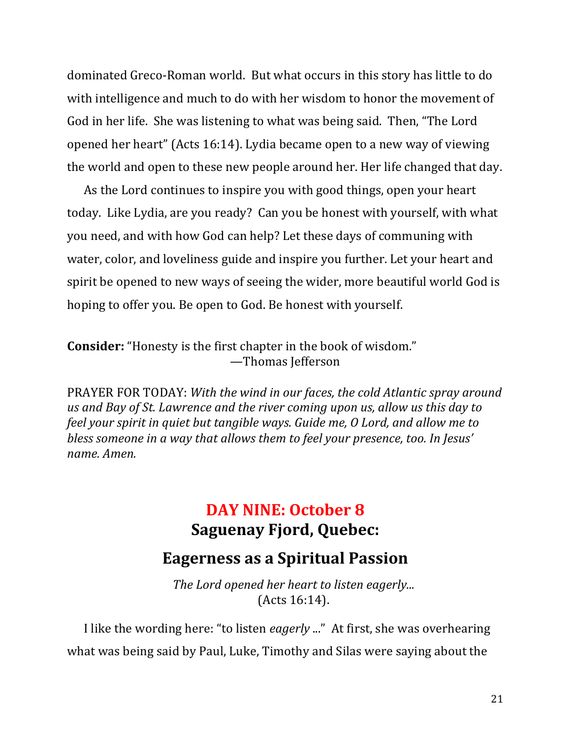dominated Greco-Roman world. But what occurs in this story has little to do with intelligence and much to do with her wisdom to honor the movement of God in her life. She was listening to what was being said. Then, "The Lord opened her heart" (Acts 16:14). Lydia became open to a new way of viewing the world and open to these new people around her. Her life changed that day.

As the Lord continues to inspire you with good things, open your heart today. Like Lydia, are you ready? Can you be honest with yourself, with what you need, and with how God can help? Let these days of communing with water, color, and loveliness guide and inspire you further. Let your heart and spirit be opened to new ways of seeing the wider, more beautiful world God is hoping to offer you. Be open to God. Be honest with yourself.

**Consider:** "Honesty is the first chapter in the book of wisdom."
—Thomas Jefferson

PRAYER FOR TODAY: *With the wind in our faces, the cold Atlantic spray around us and Bay of St. Lawrence and the river coming upon us, allow us this day to feel your spirit in quiet but tangible ways. Guide me, O Lord, and allow me to bless someone in a way that allows them to feel your presence, too. In Jesus' name. Amen.*

## DAY NINE: October 8
## Saguenay Fjord, Quebec:
## Eagerness as a Spiritual Passion

*The Lord opened her heart to listen eagerly...*
(Acts 16:14).

I like the wording here: "to listen *eagerly* ..." At first, she was overhearing what was being said by Paul, Luke, Timothy and Silas were saying about the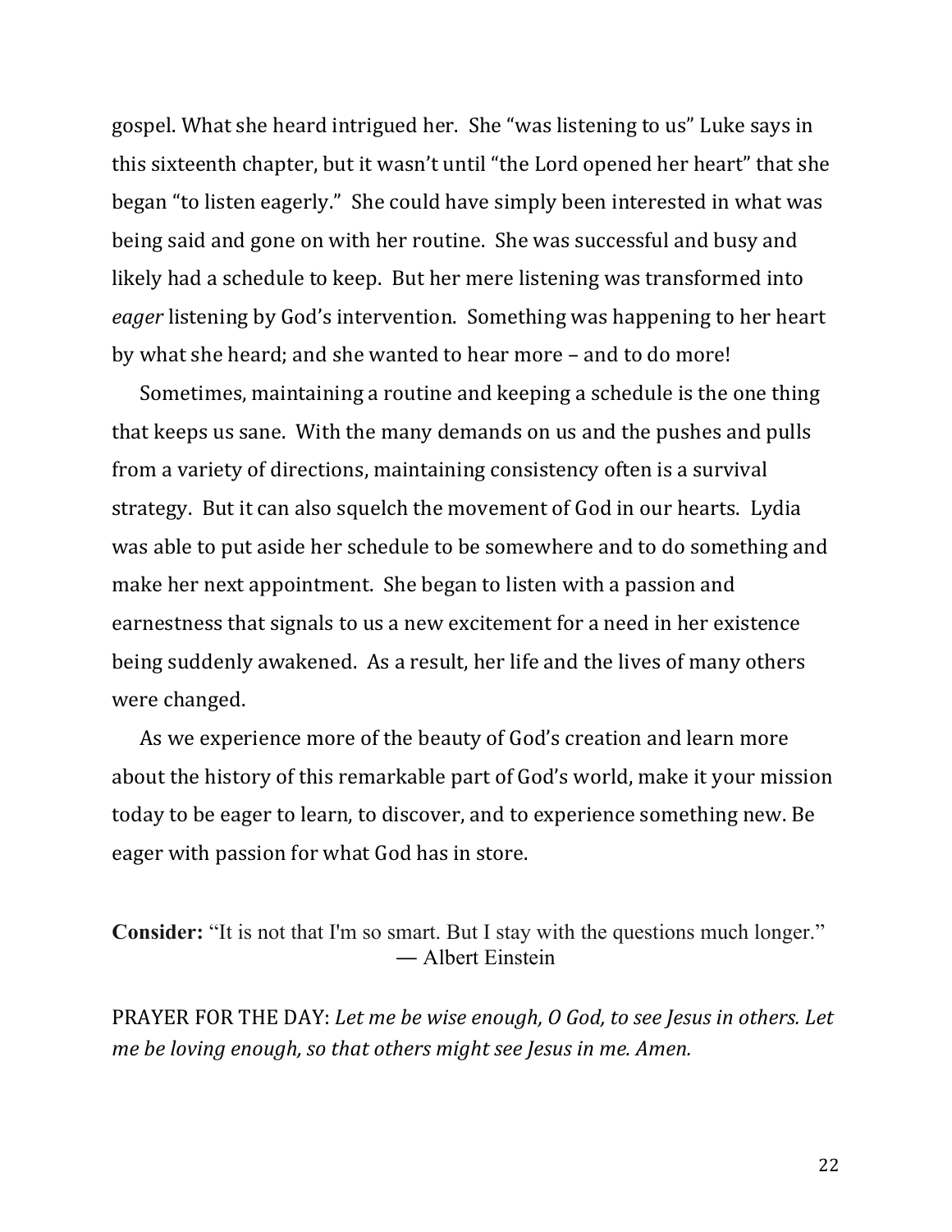gospel. What she heard intrigued her. She "was listening to us" Luke says in this sixteenth chapter, but it wasn't until "the Lord opened her heart" that she began "to listen eagerly." She could have simply been interested in what was being said and gone on with her routine. She was successful and busy and likely had a schedule to keep. But her mere listening was transformed into *eager* listening by God's intervention. Something was happening to her heart by what she heard; and she wanted to hear more – and to do more!

Sometimes, maintaining a routine and keeping a schedule is the one thing that keeps us sane. With the many demands on us and the pushes and pulls from a variety of directions, maintaining consistency often is a survival strategy. But it can also squelch the movement of God in our hearts. Lydia was able to put aside her schedule to be somewhere and to do something and make her next appointment. She began to listen with a passion and earnestness that signals to us a new excitement for a need in her existence being suddenly awakened. As a result, her life and the lives of many others were changed.

As we experience more of the beauty of God's creation and learn more about the history of this remarkable part of God's world, make it your mission today to be eager to learn, to discover, and to experience something new. Be eager with passion for what God has in store.

**Consider:** "It is not that I'm so smart. But I stay with the questions much longer."
— Albert Einstein

PRAYER FOR THE DAY: *Let me be wise enough, O God, to see Jesus in others. Let me be loving enough, so that others might see Jesus in me. Amen.*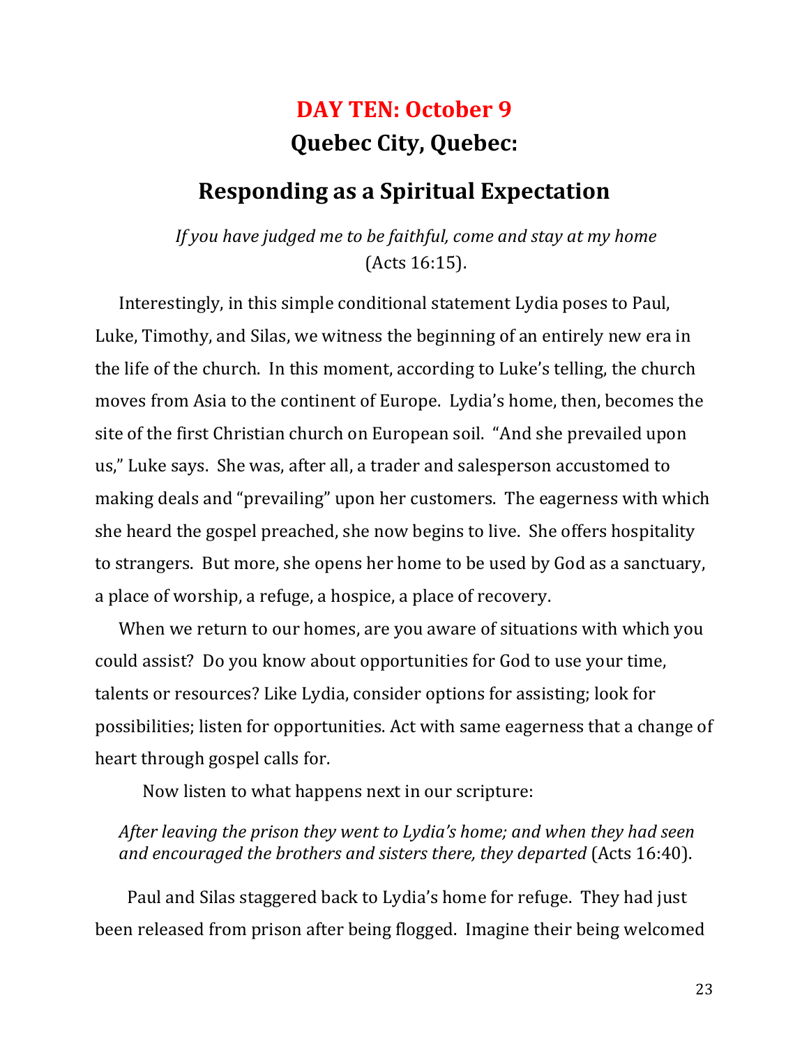## DAY TEN: October 9

### Quebec City, Quebec:

## Responding as a Spiritual Expectation

*If you have judged me to be faithful, come and stay at my home* (Acts 16:15).

Interestingly, in this simple conditional statement Lydia poses to Paul, Luke, Timothy, and Silas, we witness the beginning of an entirely new era in the life of the church. In this moment, according to Luke's telling, the church moves from Asia to the continent of Europe. Lydia's home, then, becomes the site of the first Christian church on European soil. "And she prevailed upon us," Luke says. She was, after all, a trader and salesperson accustomed to making deals and "prevailing" upon her customers. The eagerness with which she heard the gospel preached, she now begins to live. She offers hospitality to strangers. But more, she opens her home to be used by God as a sanctuary, a place of worship, a refuge, a hospice, a place of recovery.

When we return to our homes, are you aware of situations with which you could assist? Do you know about opportunities for God to use your time, talents or resources? Like Lydia, consider options for assisting; look for possibilities; listen for opportunities. Act with same eagerness that a change of heart through gospel calls for.

Now listen to what happens next in our scripture:

*After leaving the prison they went to Lydia's home; and when they had seen and encouraged the brothers and sisters there, they departed* (Acts 16:40).

Paul and Silas staggered back to Lydia's home for refuge. They had just been released from prison after being flogged. Imagine their being welcomed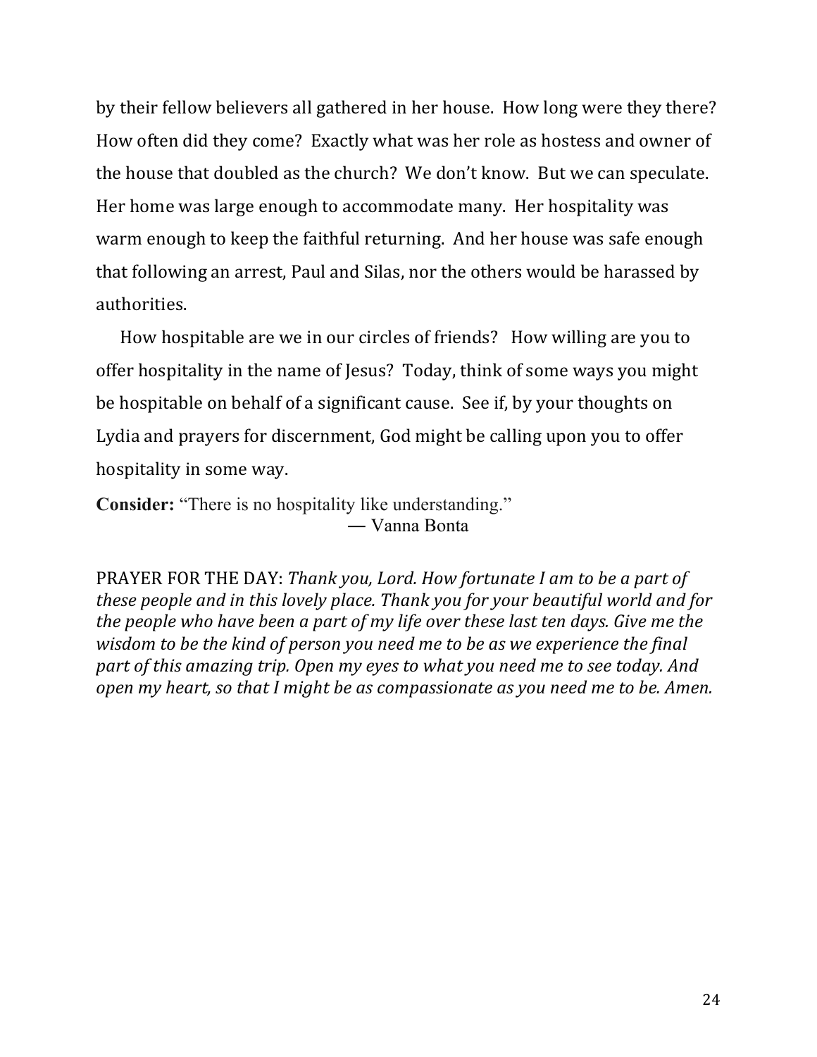by their fellow believers all gathered in her house. How long were they there? How often did they come? Exactly what was her role as hostess and owner of the house that doubled as the church? We don't know. But we can speculate. Her home was large enough to accommodate many. Her hospitality was warm enough to keep the faithful returning. And her house was safe enough that following an arrest, Paul and Silas, nor the others would be harassed by authorities.

How hospitable are we in our circles of friends? How willing are you to offer hospitality in the name of Jesus? Today, think of some ways you might be hospitable on behalf of a significant cause. See if, by your thoughts on Lydia and prayers for discernment, God might be calling upon you to offer hospitality in some way.

**Consider:** "There is no hospitality like understanding."
— Vanna Bonta

PRAYER FOR THE DAY: *Thank you, Lord. How fortunate I am to be a part of these people and in this lovely place. Thank you for your beautiful world and for the people who have been a part of my life over these last ten days. Give me the wisdom to be the kind of person you need me to be as we experience the final part of this amazing trip. Open my eyes to what you need me to see today. And open my heart, so that I might be as compassionate as you need me to be. Amen.*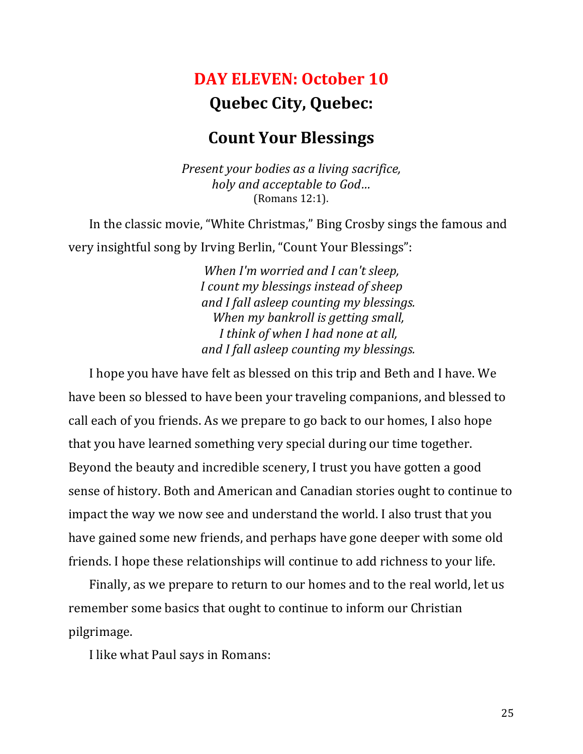## DAY ELEVEN: October 10

## Quebec City, Quebec:

# Count Your Blessings

*Present your bodies as a living sacrifice,*
*holy and acceptable to God…*
(Romans 12:1).

In the classic movie, “White Christmas,” Bing Crosby sings the famous and very insightful song by Irving Berlin, “Count Your Blessings”:

*When I'm worried and I can't sleep,*
*I count my blessings instead of sheep*
*and I fall asleep counting my blessings.*
*When my bankroll is getting small,*
*I think of when I had none at all,*
*and I fall asleep counting my blessings.*

I hope you have have felt as blessed on this trip and Beth and I have. We have been so blessed to have been your traveling companions, and blessed to call each of you friends. As we prepare to go back to our homes, I also hope that you have learned something very special during our time together. Beyond the beauty and incredible scenery, I trust you have gotten a good sense of history. Both and American and Canadian stories ought to continue to impact the way we now see and understand the world. I also trust that you have gained some new friends, and perhaps have gone deeper with some old friends. I hope these relationships will continue to add richness to your life.

Finally, as we prepare to return to our homes and to the real world, let us remember some basics that ought to continue to inform our Christian pilgrimage.

I like what Paul says in Romans: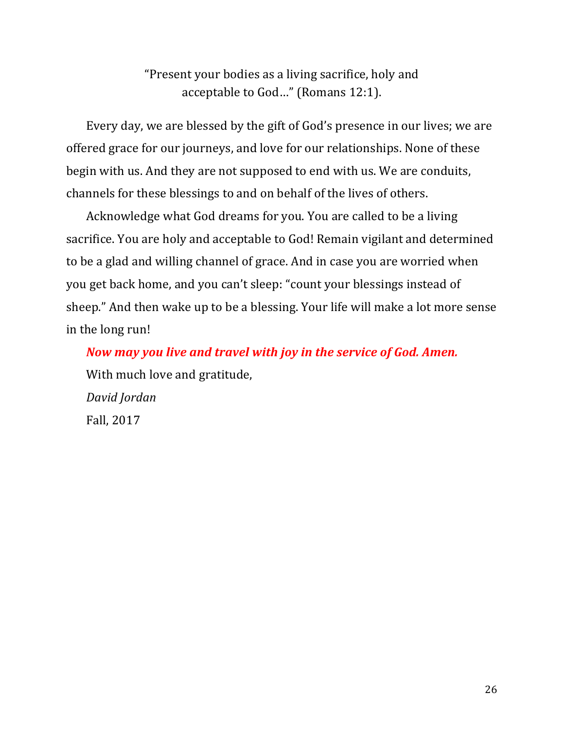“Present your bodies as a living sacrifice, holy and acceptable to God…” (Romans 12:1).

Every day, we are blessed by the gift of God’s presence in our lives; we are offered grace for our journeys, and love for our relationships. None of these begin with us. And they are not supposed to end with us. We are conduits, channels for these blessings to and on behalf of the lives of others.

Acknowledge what God dreams for you. You are called to be a living sacrifice. You are holy and acceptable to God! Remain vigilant and determined to be a glad and willing channel of grace. And in case you are worried when you get back home, and you can’t sleep: “count your blessings instead of sheep.” And then wake up to be a blessing. Your life will make a lot more sense in the long run!

***Now may you live and travel with joy in the service of God. Amen.***

With much love and gratitude,

*David Jordan*

Fall, 2017